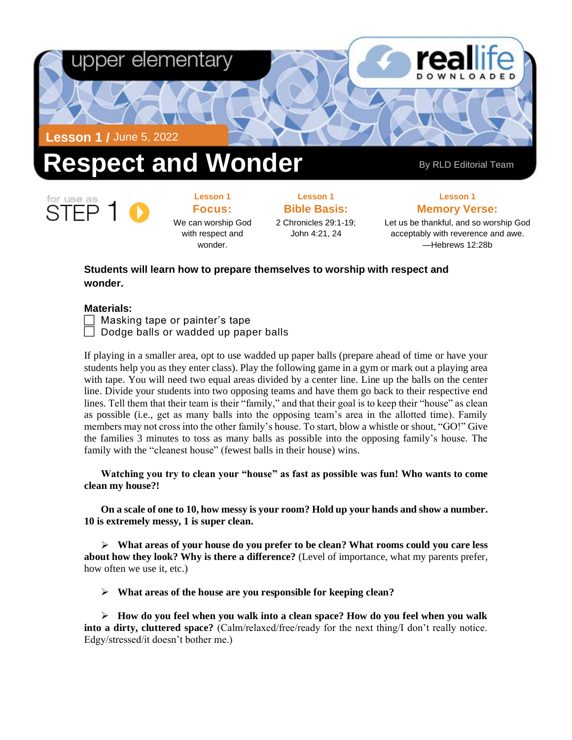upper elementary

reallife DOWNLOADED

**Lesson 1 /** June 5, 2022

# Respect and Wonder

By RLD Editorial Team

for use as STEP 1

**Lesson 1**
**Focus:**
We can worship God with respect and wonder.

**Lesson 1**
**Bible Basis:**
2 Chronicles 29:1-19; John 4:21, 24

**Lesson 1**
**Memory Verse:**
Let us be thankful, and so worship God acceptably with reverence and awe. —Hebrews 12:28b

**Students will learn how to prepare themselves to worship with respect and wonder.**

**Materials:**

- [ ] Masking tape or painter's tape
- [ ] Dodge balls or wadded up paper balls

If playing in a smaller area, opt to use wadded up paper balls (prepare ahead of time or have your students help you as they enter class). Play the following game in a gym or mark out a playing area with tape. You will need two equal areas divided by a center line. Line up the balls on the center line. Divide your students into two opposing teams and have them go back to their respective end lines. Tell them that their team is their "family," and that their goal is to keep their "house" as clean as possible (i.e., get as many balls into the opposing team's area in the allotted time). Family members may not cross into the other family's house. To start, blow a whistle or shout, "GO!" Give the families 3 minutes to toss as many balls as possible into the opposing family's house. The family with the "cleanest house" (fewest balls in their house) wins.

**Watching you try to clean your "house" as fast as possible was fun! Who wants to come clean my house?!**

**On a scale of one to 10, how messy is your room? Hold up your hands and show a number. 10 is extremely messy, 1 is super clean.**

- **What areas of your house do you prefer to be clean? What rooms could you care less about how they look? Why is there a difference?** (Level of importance, what my parents prefer, how often we use it, etc.)

- **What areas of the house are you responsible for keeping clean?**

- **How do you feel when you walk into a clean space? How do you feel when you walk into a dirty, cluttered space?** (Calm/relaxed/free/ready for the next thing/I don't really notice. Edgy/stressed/it doesn't bother me.)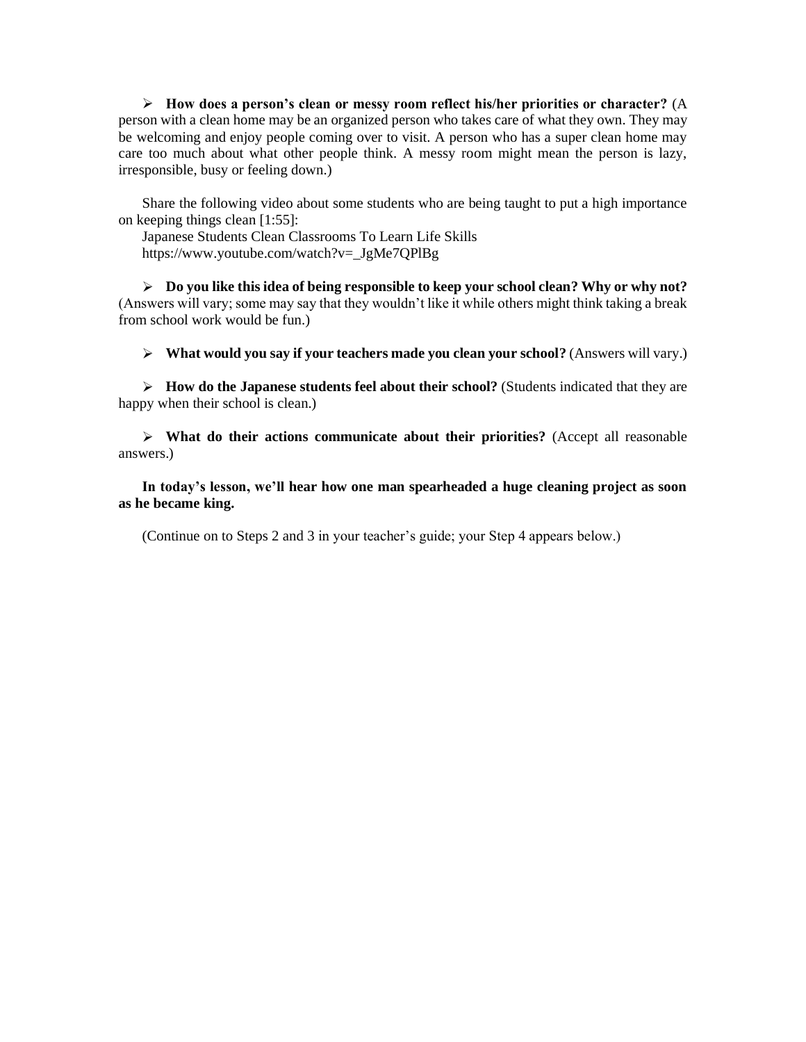- **How does a person's clean or messy room reflect his/her priorities or character?** (A person with a clean home may be an organized person who takes care of what they own. They may be welcoming and enjoy people coming over to visit. A person who has a super clean home may care too much about what other people think. A messy room might mean the person is lazy, irresponsible, busy or feeling down.)

Share the following video about some students who are being taught to put a high importance on keeping things clean [1:55]:

Japanese Students Clean Classrooms To Learn Life Skills
https://www.youtube.com/watch?v=_JgMe7QPlBg

- **Do you like this idea of being responsible to keep your school clean? Why or why not?** (Answers will vary; some may say that they wouldn't like it while others might think taking a break from school work would be fun.)

- **What would you say if your teachers made you clean your school?** (Answers will vary.)

- **How do the Japanese students feel about their school?** (Students indicated that they are happy when their school is clean.)

- **What do their actions communicate about their priorities?** (Accept all reasonable answers.)

**In today's lesson, we'll hear how one man spearheaded a huge cleaning project as soon as he became king.**

(Continue on to Steps 2 and 3 in your teacher's guide; your Step 4 appears below.)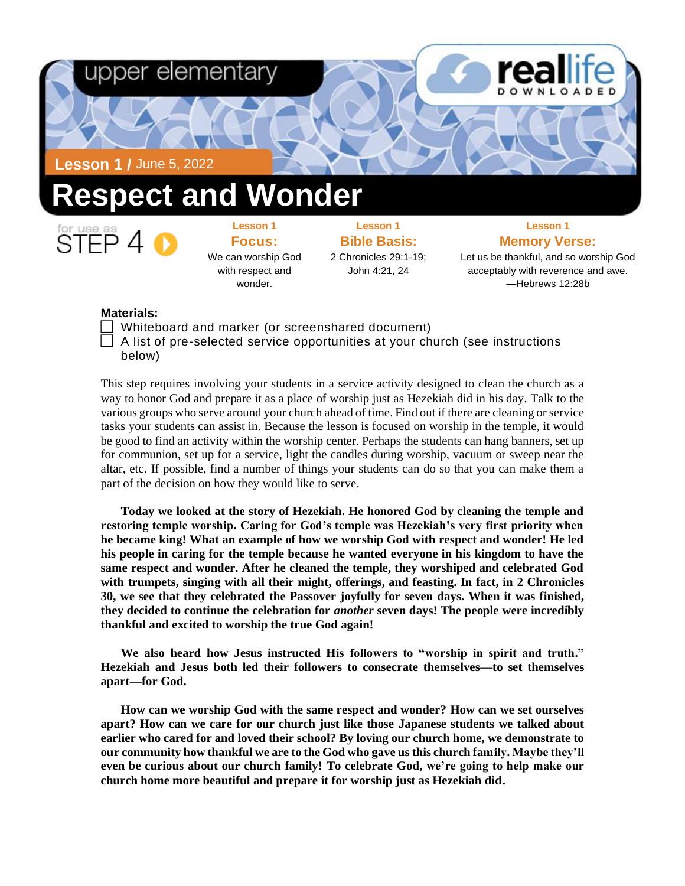upper elementary

reallife DOWNLOADED

**Lesson 1 /** June 5, 2022

# Respect and Wonder

for use as STEP 4

**Lesson 1**
**Focus:**
We can worship God with respect and wonder.

**Lesson 1**
**Bible Basis:**
2 Chronicles 29:1-19; John 4:21, 24

**Lesson 1**
**Memory Verse:**
Let us be thankful, and so worship God acceptably with reverence and awe.
—Hebrews 12:28b

**Materials:**

- [ ] Whiteboard and marker (or screenshared document)
- [ ] A list of pre-selected service opportunities at your church (see instructions below)

This step requires involving your students in a service activity designed to clean the church as a way to honor God and prepare it as a place of worship just as Hezekiah did in his day. Talk to the various groups who serve around your church ahead of time. Find out if there are cleaning or service tasks your students can assist in. Because the lesson is focused on worship in the temple, it would be good to find an activity within the worship center. Perhaps the students can hang banners, set up for communion, set up for a service, light the candles during worship, vacuum or sweep near the altar, etc. If possible, find a number of things your students can do so that you can make them a part of the decision on how they would like to serve.

**Today we looked at the story of Hezekiah. He honored God by cleaning the temple and restoring temple worship. Caring for God's temple was Hezekiah's very first priority when he became king! What an example of how we worship God with respect and wonder! He led his people in caring for the temple because he wanted everyone in his kingdom to have the same respect and wonder. After he cleaned the temple, they worshiped and celebrated God with trumpets, singing with all their might, offerings, and feasting. In fact, in 2 Chronicles 30, we see that they celebrated the Passover joyfully for seven days. When it was finished, they decided to continue the celebration for *another* seven days! The people were incredibly thankful and excited to worship the true God again!**

**We also heard how Jesus instructed His followers to "worship in spirit and truth." Hezekiah and Jesus both led their followers to consecrate themselves—to set themselves apart—for God.**

**How can we worship God with the same respect and wonder? How can we set ourselves apart? How can we care for our church just like those Japanese students we talked about earlier who cared for and loved their school? By loving our church home, we demonstrate to our community how thankful we are to the God who gave us this church family. Maybe they'll even be curious about our church family! To celebrate God, we're going to help make our church home more beautiful and prepare it for worship just as Hezekiah did.**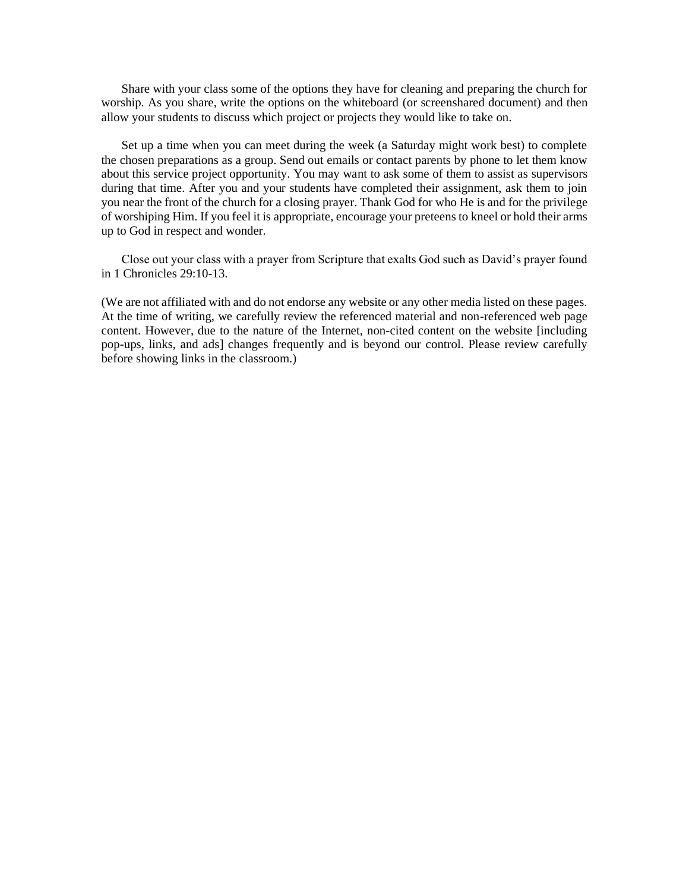Share with your class some of the options they have for cleaning and preparing the church for worship. As you share, write the options on the whiteboard (or screenshared document) and then allow your students to discuss which project or projects they would like to take on.

Set up a time when you can meet during the week (a Saturday might work best) to complete the chosen preparations as a group. Send out emails or contact parents by phone to let them know about this service project opportunity. You may want to ask some of them to assist as supervisors during that time. After you and your students have completed their assignment, ask them to join you near the front of the church for a closing prayer. Thank God for who He is and for the privilege of worshiping Him. If you feel it is appropriate, encourage your preteens to kneel or hold their arms up to God in respect and wonder.

Close out your class with a prayer from Scripture that exalts God such as David's prayer found in 1 Chronicles 29:10-13.

(We are not affiliated with and do not endorse any website or any other media listed on these pages. At the time of writing, we carefully review the referenced material and non-referenced web page content. However, due to the nature of the Internet, non-cited content on the website [including pop-ups, links, and ads] changes frequently and is beyond our control. Please review carefully before showing links in the classroom.)